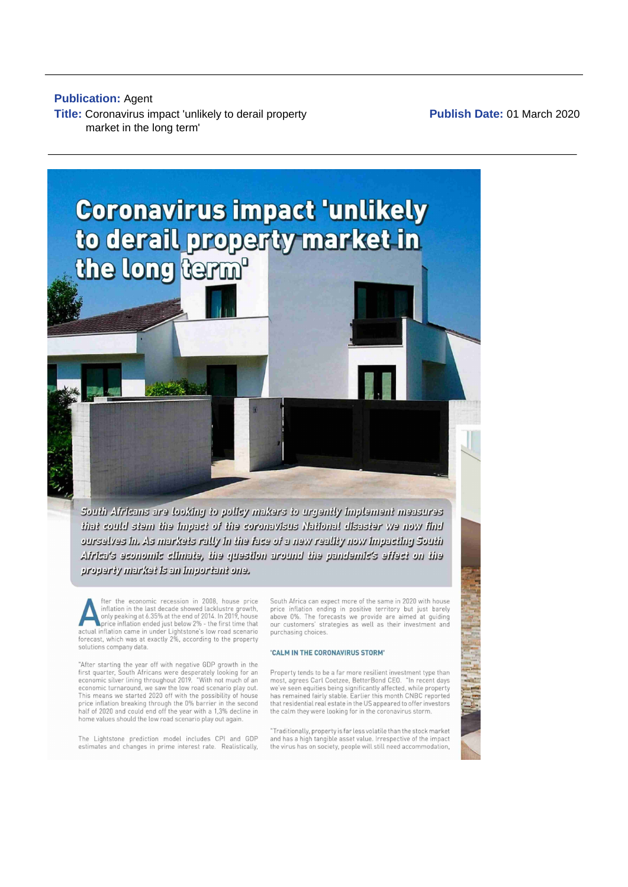**Publication:** Agent

**Title:** Coronavirus impact 'unlikely to derail property market in the long term'

**Publish Date:** 01 March 2020

# Coronavirus impact 'unlikely to derail property market in the long term'

*South Africans are looking to policy makers to urgently implement measures that could stem the impact of the coronavisus National disaster we now find ourselves in. As markets rally in the face of a new reality now impacting South Africa's economic climate, the question around the pandemic's effect on the property market is an important one.*

After the economic recession in 2008, house price inflation in the last decade showed lacklustre growth, only peaking at 6.35% at the end of 2014. In 2019, house price inflation ended just below 2% - the first time that actual inflation came in under Lightstone's low road scenario forecast, which was at exactly 2%, according to the property solutions company data.

"After starting the year off with negative GDP growth in the first quarter, South Africans were desperately looking for an economic silver lining throughout 2019. "With not much of an economic turnaround, we saw the low road scenario play out. This means we started 2020 off with the possibility of house price inflation breaking through the 0% barrier in the second half of 2020 and could end off the year with a 1,3% decline in home values should the low road scenario play out again.

The Lightstone prediction model includes CPI and GDP estimates and changes in prime interest rate. Realistically, South Africa can expect more of the same in 2020 with house price inflation ending in positive territory but just barely above 0%. The forecasts we provide are aimed at guiding our customers' strategies as well as their investment and purchasing choices.

## 'CALM IN THE CORONAVIRUS STORM'

Property tends to be a far more resilient investment type than most, agrees Carl Coetzee, BetterBond CEO. "In recent days we've seen equities being significantly affected, while property has remained fairly stable. Earlier this month CNBC reported that residential real estate in the US appeared to offer investors the calm they were looking for in the coronavirus storm.

"Traditionally, property is far less volatile than the stock market and has a high tangible asset value. Irrespective of the impact the virus has on society, people will still need accommodation,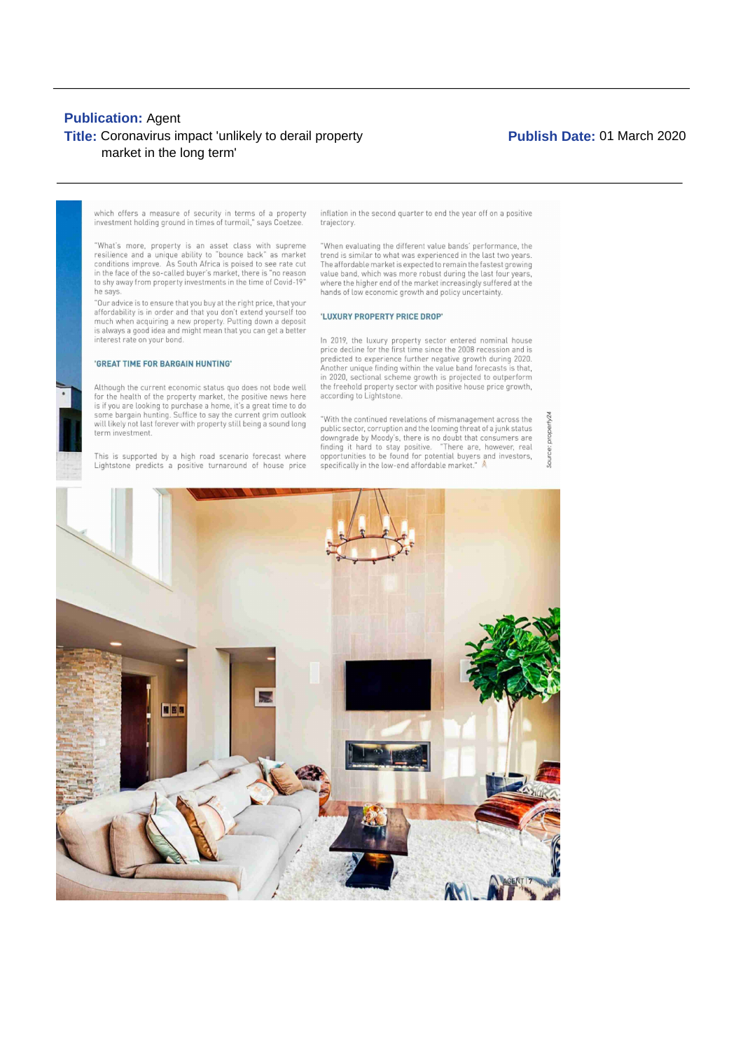**Publication:** Agent

**Title:** Coronavirus impact 'unlikely to derail property market in the long term'

**Publish Date:** 01 March 2020

which offers a measure of security in terms of a property investment holding ground in times of turmoil," says Coetzee.

"What's more, property is an asset class with supreme resilience and a unique ability to "bounce back" as market conditions improve. As South Africa is poised to see rate cut in the face of the so-called buyer's market, there is "no reason to shy away from property investments in the time of Covid-19" he says.

"Our advice is to ensure that you buy at the right price, that your affordability is in order and that you don't extend yourself too much when acquiring a new property. Putting down a deposit is always a good idea and might mean that you can get a better interest rate on your bond.

## 'GREAT TIME FOR BARGAIN HUNTING'

Although the current economic status quo does not bode well for the health of the property market, the positive news here is if you are looking to purchase a home, it's a great time to do some bargain hunting. Suffice to say the current grim outlook will likely not last forever with property still being a sound long term investment.

This is supported by a high road scenario forecast where Lightstone predicts a positive turnaround of house price inflation in the second quarter to end the year off on a positive trajectory.

"When evaluating the different value bands' performance, the trend is similar to what was experienced in the last two years. The affordable market is expected to remain the fastest growing value band, which was more robust during the last four years, where the higher end of the market increasingly suffered at the hands of low economic growth and policy uncertainty.

## 'LUXURY PROPERTY PRICE DROP'

In 2019, the luxury property sector entered nominal house price decline for the first time since the 2008 recession and is predicted to experience further negative growth during 2020. Another unique finding within the value band forecasts is that, in 2020, sectional scheme growth is projected to outperform the freehold property sector with positive house price growth, according to Lightstone.

"With the continued revelations of mismanagement across the public sector, corruption and the looming threat of a junk status downgrade by Moody's, there is no doubt that consumers are finding it hard to stay positive. "There are, however, real opportunities to be found for potential buyers and investors, specifically in the low-end affordable market."

*Source: property24*